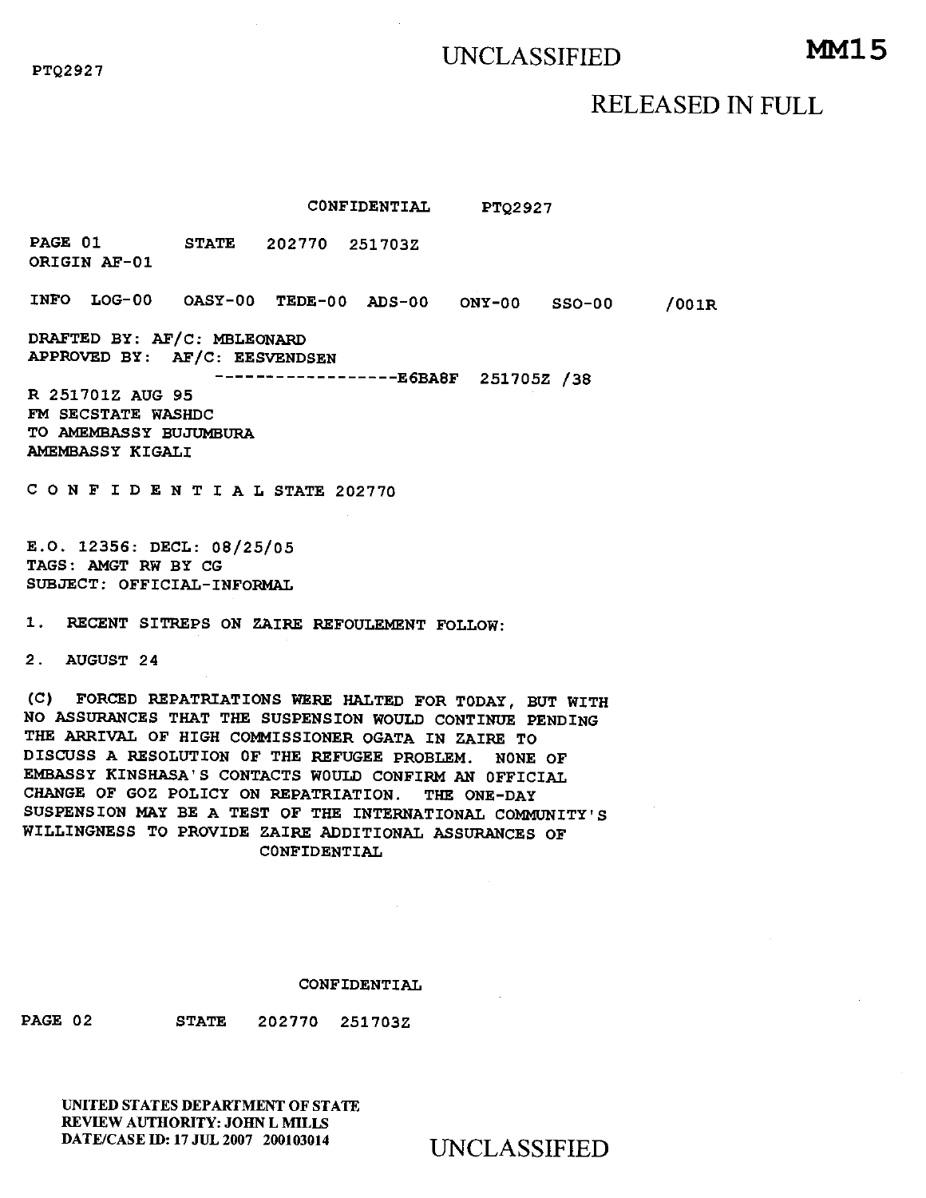PTQ2927

UNCLASSIFIED **MM15**

RELEASED IN FULL

CONFIDENTIAL PTQ2927

PAGE 01 STATE 202770 251703Z
ORIGIN AF-01

INFO LOG-00 OASY-00 TEDE-00 ADS-00 ONY-00 SSO-00 /001R

DRAFTED BY: AF/C: MBLEONARD
APPROVED BY: AF/C: EESVENDSEN
------------------E6BA8F 251705Z /38
R 251701Z AUG 95
FM SECSTATE WASHDC
TO AMEMBASSY BUJUMBURA
AMEMBASSY KIGALI

C O N F I D E N T I A L STATE 202770

E.O. 12356: DECL: 08/25/05
TAGS: AMGT RW BY CG
SUBJECT: OFFICIAL-INFORMAL

1. RECENT SITREPS ON ZAIRE REFOULEMENT FOLLOW:

2. AUGUST 24

(C) FORCED REPATRIATIONS WERE HALTED FOR TODAY, BUT WITH NO ASSURANCES THAT THE SUSPENSION WOULD CONTINUE PENDING THE ARRIVAL OF HIGH COMMISSIONER OGATA IN ZAIRE TO DISCUSS A RESOLUTION OF THE REFUGEE PROBLEM. NONE OF EMBASSY KINSHASA'S CONTACTS WOULD CONFIRM AN OFFICIAL CHANGE OF GOZ POLICY ON REPATRIATION. THE ONE-DAY SUSPENSION MAY BE A TEST OF THE INTERNATIONAL COMMUNITY'S WILLINGNESS TO PROVIDE ZAIRE ADDITIONAL ASSURANCES OF

CONFIDENTIAL

CONFIDENTIAL

PAGE 02 STATE 202770 251703Z

UNITED STATES DEPARTMENT OF STATE
REVIEW AUTHORITY: JOHN L MILLS
DATE/CASE ID: 17 JUL 2007 200103014

UNCLASSIFIED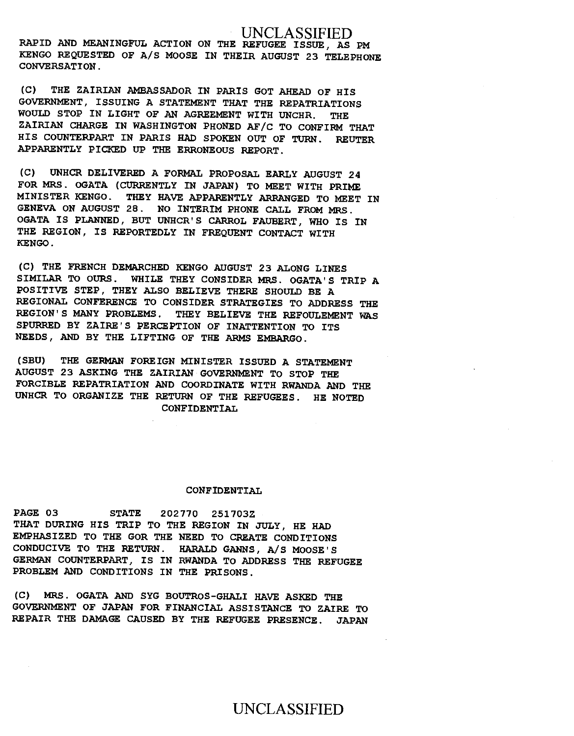RAPID AND MEANINGFUL ACTION ON THE REFUGEE ISSUE, AS PM KENGO REQUESTED OF A/S MOOSE IN THEIR AUGUST 23 TELEPHONE CONVERSATION.

(C) THE ZAIRIAN AMBASSADOR IN PARIS GOT AHEAD OF HIS GOVERNMENT, ISSUING A STATEMENT THAT THE REPATRIATIONS WOULD STOP IN LIGHT OF AN AGREEMENT WITH UNCHR. THE ZAIRIAN CHARGE IN WASHINGTON PHONED AF/C TO CONFIRM THAT HIS COUNTERPART IN PARIS HAD SPOKEN OUT OF TURN. REUTER APPARENTLY PICKED UP THE ERRONEOUS REPORT.

(C) UNHCR DELIVERED A FORMAL PROPOSAL EARLY AUGUST 24 FOR MRS. OGATA (CURRENTLY IN JAPAN) TO MEET WITH PRIME MINISTER KENGO. THEY HAVE APPARENTLY ARRANGED TO MEET IN GENEVA ON AUGUST 28. NO INTERIM PHONE CALL FROM MRS. OGATA IS PLANNED, BUT UNHCR'S CARROL FAUBERT, WHO IS IN THE REGION, IS REPORTEDLY IN FREQUENT CONTACT WITH KENGO.

(C) THE FRENCH DEMARCHED KENGO AUGUST 23 ALONG LINES SIMILAR TO OURS. WHILE THEY CONSIDER MRS. OGATA'S TRIP A POSITIVE STEP, THEY ALSO BELIEVE THERE SHOULD BE A REGIONAL CONFERENCE TO CONSIDER STRATEGIES TO ADDRESS THE REGION'S MANY PROBLEMS. THEY BELIEVE THE REFOULEMENT WAS SPURRED BY ZAIRE'S PERCEPTION OF INATTENTION TO ITS NEEDS, AND BY THE LIFTING OF THE ARMS EMBARGO.

(SBU) THE GERMAN FOREIGN MINISTER ISSUED A STATEMENT AUGUST 23 ASKING THE ZAIRIAN GOVERNMENT TO STOP THE FORCIBLE REPATRIATION AND COORDINATE WITH RWANDA AND THE UNHCR TO ORGANIZE THE RETURN OF THE REFUGEES. HE NOTED

PAGE 03 STATE 202770 251703Z

THAT DURING HIS TRIP TO THE REGION IN JULY, HE HAD EMPHASIZED TO THE GOR THE NEED TO CREATE CONDITIONS CONDUCIVE TO THE RETURN. HARALD GANNS, A/S MOOSE'S GERMAN COUNTERPART, IS IN RWANDA TO ADDRESS THE REFUGEE PROBLEM AND CONDITIONS IN THE PRISONS.

(C) MRS. OGATA AND SYG BOUTROS-GHALI HAVE ASKED THE GOVERNMENT OF JAPAN FOR FINANCIAL ASSISTANCE TO ZAIRE TO REPAIR THE DAMAGE CAUSED BY THE REFUGEE PRESENCE. JAPAN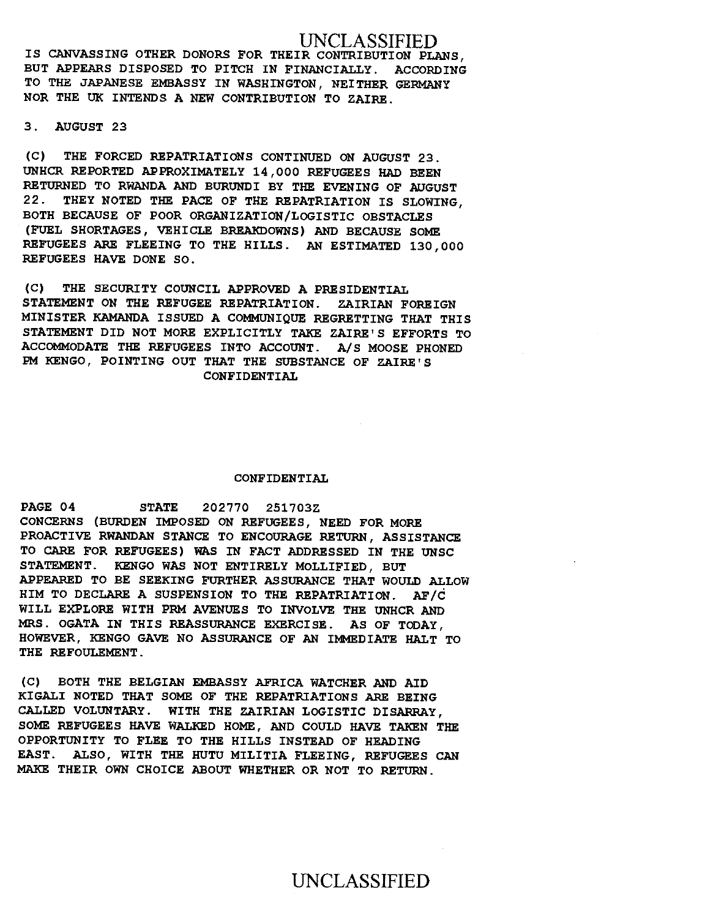IS CANVASSING OTHER DONORS FOR THEIR CONTRIBUTION PLANS, BUT APPEARS DISPOSED TO PITCH IN FINANCIALLY. ACCORDING TO THE JAPANESE EMBASSY IN WASHINGTON, NEITHER GERMANY NOR THE UK INTENDS A NEW CONTRIBUTION TO ZAIRE.

3. AUGUST 23

(C) THE FORCED REPATRIATIONS CONTINUED ON AUGUST 23. UNHCR REPORTED APPROXIMATELY 14,000 REFUGEES HAD BEEN RETURNED TO RWANDA AND BURUNDI BY THE EVENING OF AUGUST 22. THEY NOTED THE PACE OF THE REPATRIATION IS SLOWING, BOTH BECAUSE OF POOR ORGANIZATION/LOGISTIC OBSTACLES (FUEL SHORTAGES, VEHICLE BREAKDOWNS) AND BECAUSE SOME REFUGEES ARE FLEEING TO THE HILLS. AN ESTIMATED 130,000 REFUGEES HAVE DONE SO.

(C) THE SECURITY COUNCIL APPROVED A PRESIDENTIAL STATEMENT ON THE REFUGEE REPATRIATION. ZAIRIAN FOREIGN MINISTER KAMANDA ISSUED A COMMUNIQUE REGRETTING THAT THIS STATEMENT DID NOT MORE EXPLICITLY TAKE ZAIRE'S EFFORTS TO ACCOMMODATE THE REFUGEES INTO ACCOUNT. A/S MOOSE PHONED PM KENGO, POINTING OUT THAT THE SUBSTANCE OF ZAIRE'S CONCERNS (BURDEN IMPOSED ON REFUGEES, NEED FOR MORE PROACTIVE RWANDAN STANCE TO ENCOURAGE RETURN, ASSISTANCE TO CARE FOR REFUGEES) WAS IN FACT ADDRESSED IN THE UNSC STATEMENT. KENGO WAS NOT ENTIRELY MOLLIFIED, BUT APPEARED TO BE SEEKING FURTHER ASSURANCE THAT WOULD ALLOW HIM TO DECLARE A SUSPENSION TO THE REPATRIATION. AF/C WILL EXPLORE WITH PRM AVENUES TO INVOLVE THE UNHCR AND MRS. OGATA IN THIS REASSURANCE EXERCISE. AS OF TODAY, HOWEVER, KENGO GAVE NO ASSURANCE OF AN IMMEDIATE HALT TO THE REFOULEMENT.

(C) BOTH THE BELGIAN EMBASSY AFRICA WATCHER AND AID KIGALI NOTED THAT SOME OF THE REPATRIATIONS ARE BEING CALLED VOLUNTARY. WITH THE ZAIRIAN LOGISTIC DISARRAY, SOME REFUGEES HAVE WALKED HOME, AND COULD HAVE TAKEN THE OPPORTUNITY TO FLEE TO THE HILLS INSTEAD OF HEADING EAST. ALSO, WITH THE HUTU MILITIA FLEEING, REFUGEES CAN MAKE THEIR OWN CHOICE ABOUT WHETHER OR NOT TO RETURN.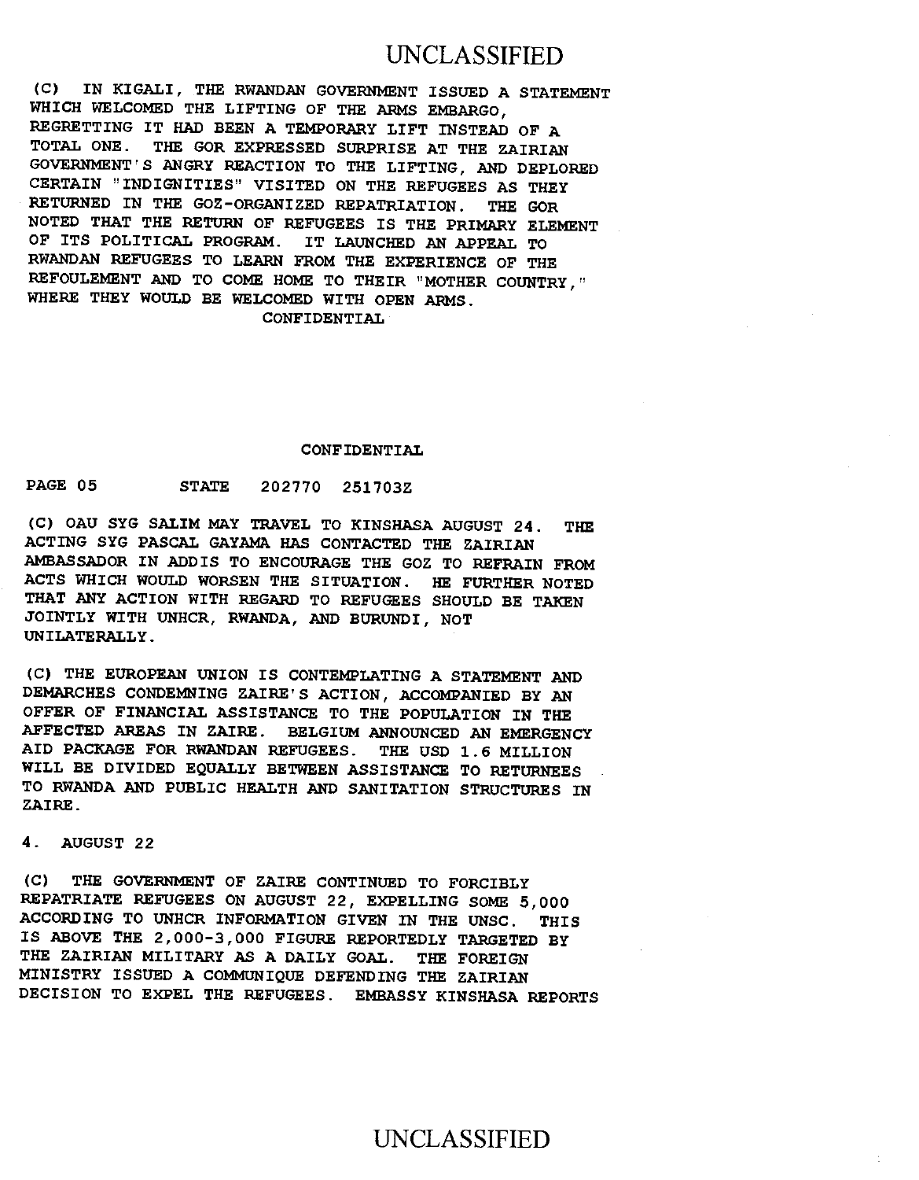(C) IN KIGALI, THE RWANDAN GOVERNMENT ISSUED A STATEMENT WHICH WELCOMED THE LIFTING OF THE ARMS EMBARGO, REGRETTING IT HAD BEEN A TEMPORARY LIFT INSTEAD OF A TOTAL ONE. THE GOR EXPRESSED SURPRISE AT THE ZAIRIAN GOVERNMENT'S ANGRY REACTION TO THE LIFTING, AND DEPLORED CERTAIN "INDIGNITIES" VISITED ON THE REFUGEES AS THEY RETURNED IN THE GOZ-ORGANIZED REPATRIATION. THE GOR NOTED THAT THE RETURN OF REFUGEES IS THE PRIMARY ELEMENT OF ITS POLITICAL PROGRAM. IT LAUNCHED AN APPEAL TO RWANDAN REFUGEES TO LEARN FROM THE EXPERIENCE OF THE REFOULEMENT AND TO COME HOME TO THEIR "MOTHER COUNTRY," WHERE THEY WOULD BE WELCOMED WITH OPEN ARMS.

CONFIDENTIAL

CONFIDENTIAL

PAGE 05 STATE 202770 251703Z

(C) OAU SYG SALIM MAY TRAVEL TO KINSHASA AUGUST 24. THE ACTING SYG PASCAL GAYAMA HAS CONTACTED THE ZAIRIAN AMBASSADOR IN ADDIS TO ENCOURAGE THE GOZ TO REFRAIN FROM ACTS WHICH WOULD WORSEN THE SITUATION. HE FURTHER NOTED THAT ANY ACTION WITH REGARD TO REFUGEES SHOULD BE TAKEN JOINTLY WITH UNHCR, RWANDA, AND BURUNDI, NOT UNILATERALLY.

(C) THE EUROPEAN UNION IS CONTEMPLATING A STATEMENT AND DEMARCHES CONDEMNING ZAIRE'S ACTION, ACCOMPANIED BY AN OFFER OF FINANCIAL ASSISTANCE TO THE POPULATION IN THE AFFECTED AREAS IN ZAIRE. BELGIUM ANNOUNCED AN EMERGENCY AID PACKAGE FOR RWANDAN REFUGEES. THE USD 1.6 MILLION WILL BE DIVIDED EQUALLY BETWEEN ASSISTANCE TO RETURNEES TO RWANDA AND PUBLIC HEALTH AND SANITATION STRUCTURES IN ZAIRE.

4. AUGUST 22

(C) THE GOVERNMENT OF ZAIRE CONTINUED TO FORCIBLY REPATRIATE REFUGEES ON AUGUST 22, EXPELLING SOME 5,000 ACCORDING TO UNHCR INFORMATION GIVEN IN THE UNSC. THIS IS ABOVE THE 2,000-3,000 FIGURE REPORTEDLY TARGETED BY THE ZAIRIAN MILITARY AS A DAILY GOAL. THE FOREIGN MINISTRY ISSUED A COMMUNIQUE DEFENDING THE ZAIRIAN DECISION TO EXPEL THE REFUGEES. EMBASSY KINSHASA REPORTS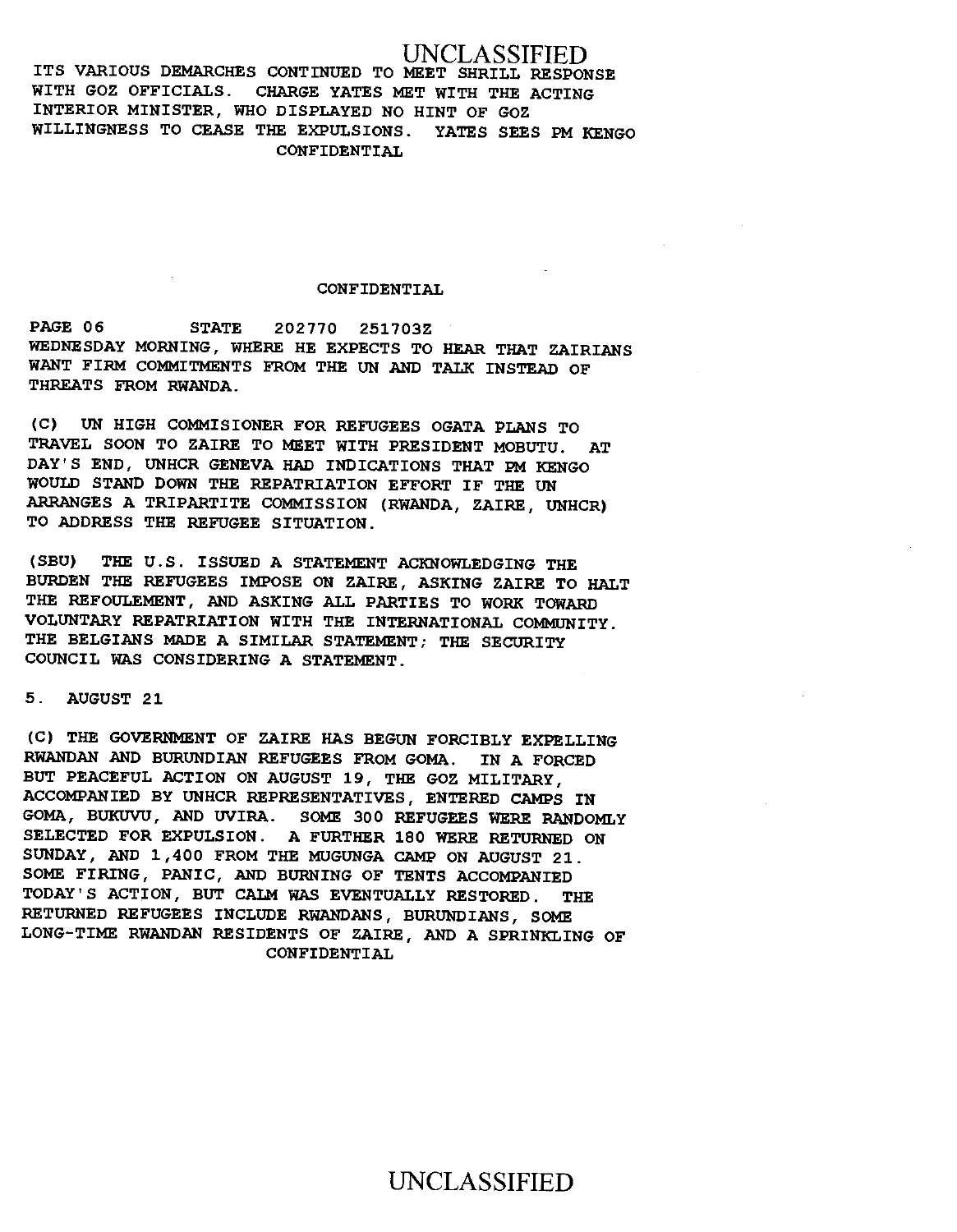ITS VARIOUS DEMARCHES CONTINUED TO MEET SHRILL RESPONSE WITH GOZ OFFICIALS. CHARGE YATES MET WITH THE ACTING INTERIOR MINISTER, WHO DISPLAYED NO HINT OF GOZ WILLINGNESS TO CEASE THE EXPULSIONS. YATES SEES PM KENGO

PAGE 06 STATE 202770 251703Z

WEDNESDAY MORNING, WHERE HE EXPECTS TO HEAR THAT ZAIRIANS WANT FIRM COMMITMENTS FROM THE UN AND TALK INSTEAD OF THREATS FROM RWANDA.

(C) UN HIGH COMMISIONER FOR REFUGEES OGATA PLANS TO TRAVEL SOON TO ZAIRE TO MEET WITH PRESIDENT MOBUTU. AT DAY'S END, UNHCR GENEVA HAD INDICATIONS THAT PM KENGO WOULD STAND DOWN THE REPATRIATION EFFORT IF THE UN ARRANGES A TRIPARTITE COMMISSION (RWANDA, ZAIRE, UNHCR) TO ADDRESS THE REFUGEE SITUATION.

(SBU) THE U.S. ISSUED A STATEMENT ACKNOWLEDGING THE BURDEN THE REFUGEES IMPOSE ON ZAIRE, ASKING ZAIRE TO HALT THE REFOULEMENT, AND ASKING ALL PARTIES TO WORK TOWARD VOLUNTARY REPATRIATION WITH THE INTERNATIONAL COMMUNITY. THE BELGIANS MADE A SIMILAR STATEMENT; THE SECURITY COUNCIL WAS CONSIDERING A STATEMENT.

5. AUGUST 21

(C) THE GOVERNMENT OF ZAIRE HAS BEGUN FORCIBLY EXPELLING RWANDAN AND BURUNDIAN REFUGEES FROM GOMA. IN A FORCED BUT PEACEFUL ACTION ON AUGUST 19, THE GOZ MILITARY, ACCOMPANIED BY UNHCR REPRESENTATIVES, ENTERED CAMPS IN GOMA, BUKUVU, AND UVIRA. SOME 300 REFUGEES WERE RANDOMLY SELECTED FOR EXPULSION. A FURTHER 180 WERE RETURNED ON SUNDAY, AND 1,400 FROM THE MUGUNGA CAMP ON AUGUST 21. SOME FIRING, PANIC, AND BURNING OF TENTS ACCOMPANIED TODAY'S ACTION, BUT CALM WAS EVENTUALLY RESTORED. THE RETURNED REFUGEES INCLUDE RWANDANS, BURUNDIANS, SOME LONG-TIME RWANDAN RESIDENTS OF ZAIRE, AND A SPRINKLING OF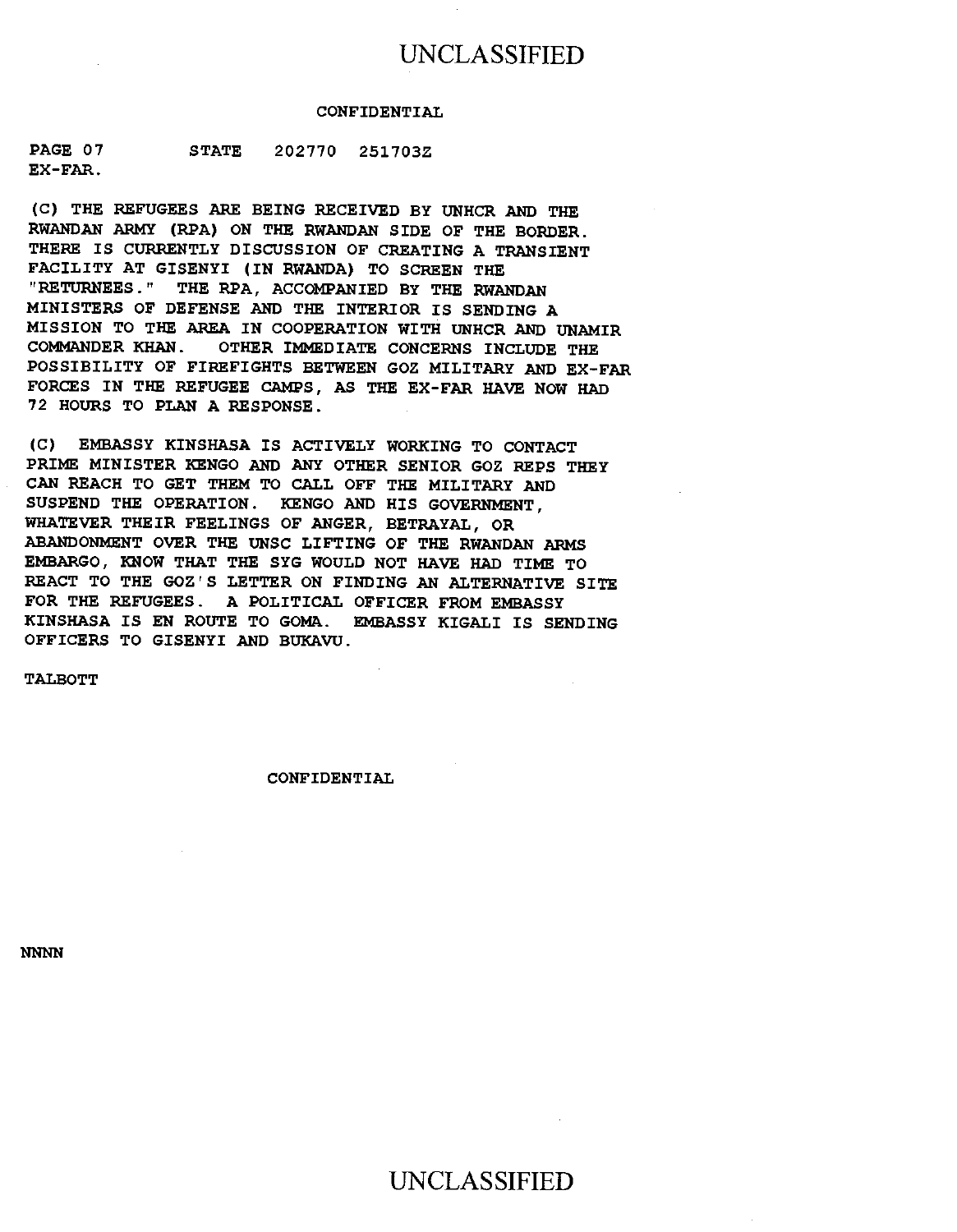CONFIDENTIAL

PAGE 07 STATE 202770 251703Z
EX-FAR.

(C) THE REFUGEES ARE BEING RECEIVED BY UNHCR AND THE RWANDAN ARMY (RPA) ON THE RWANDAN SIDE OF THE BORDER. THERE IS CURRENTLY DISCUSSION OF CREATING A TRANSIENT FACILITY AT GISENYI (IN RWANDA) TO SCREEN THE "RETURNEES." THE RPA, ACCOMPANIED BY THE RWANDAN MINISTERS OF DEFENSE AND THE INTERIOR IS SENDING A MISSION TO THE AREA IN COOPERATION WITH UNHCR AND UNAMIR COMMANDER KHAN. OTHER IMMEDIATE CONCERNS INCLUDE THE POSSIBILITY OF FIREFIGHTS BETWEEN GOZ MILITARY AND EX-FAR FORCES IN THE REFUGEE CAMPS, AS THE EX-FAR HAVE NOW HAD 72 HOURS TO PLAN A RESPONSE.

(C) EMBASSY KINSHASA IS ACTIVELY WORKING TO CONTACT PRIME MINISTER KENGO AND ANY OTHER SENIOR GOZ REPS THEY CAN REACH TO GET THEM TO CALL OFF THE MILITARY AND SUSPEND THE OPERATION. KENGO AND HIS GOVERNMENT, WHATEVER THEIR FEELINGS OF ANGER, BETRAYAL, OR ABANDONMENT OVER THE UNSC LIFTING OF THE RWANDAN ARMS EMBARGO, KNOW THAT THE SYG WOULD NOT HAVE HAD TIME TO REACT TO THE GOZ'S LETTER ON FINDING AN ALTERNATIVE SITE FOR THE REFUGEES. A POLITICAL OFFICER FROM EMBASSY KINSHASA IS EN ROUTE TO GOMA. EMBASSY KIGALI IS SENDING OFFICERS TO GISENYI AND BUKAVU.

TALBOTT

CONFIDENTIAL

NNNN